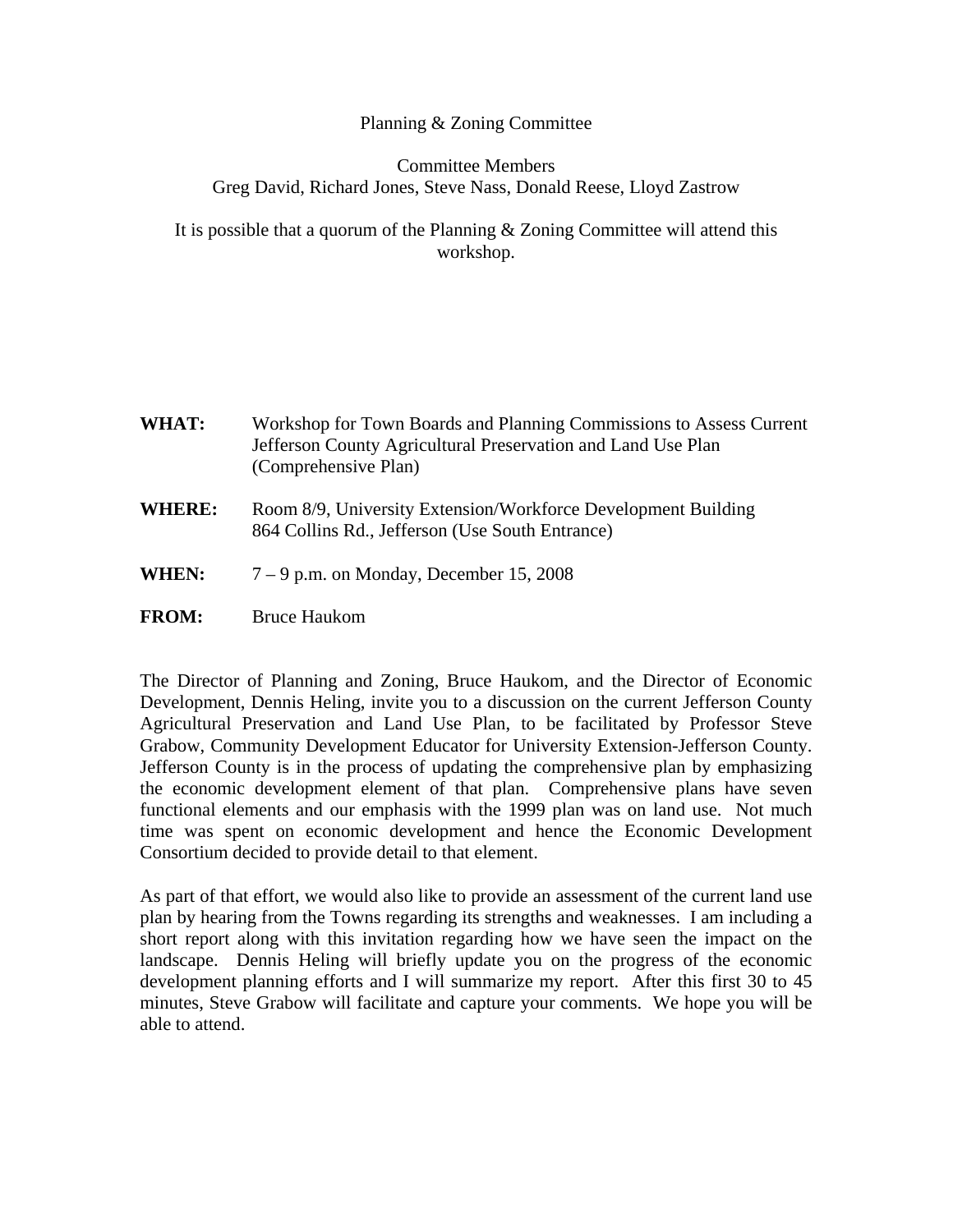Planning & Zoning Committee

Committee Members
Greg David, Richard Jones, Steve Nass, Donald Reese, Lloyd Zastrow

It is possible that a quorum of the Planning & Zoning Committee will attend this workshop.

**WHAT:** Workshop for Town Boards and Planning Commissions to Assess Current Jefferson County Agricultural Preservation and Land Use Plan (Comprehensive Plan)

**WHERE:** Room 8/9, University Extension/Workforce Development Building
864 Collins Rd., Jefferson (Use South Entrance)

**WHEN:** 7 – 9 p.m. on Monday, December 15, 2008

**FROM:** Bruce Haukom

The Director of Planning and Zoning, Bruce Haukom, and the Director of Economic Development, Dennis Heling, invite you to a discussion on the current Jefferson County Agricultural Preservation and Land Use Plan, to be facilitated by Professor Steve Grabow, Community Development Educator for University Extension-Jefferson County. Jefferson County is in the process of updating the comprehensive plan by emphasizing the economic development element of that plan. Comprehensive plans have seven functional elements and our emphasis with the 1999 plan was on land use. Not much time was spent on economic development and hence the Economic Development Consortium decided to provide detail to that element.

As part of that effort, we would also like to provide an assessment of the current land use plan by hearing from the Towns regarding its strengths and weaknesses. I am including a short report along with this invitation regarding how we have seen the impact on the landscape. Dennis Heling will briefly update you on the progress of the economic development planning efforts and I will summarize my report. After this first 30 to 45 minutes, Steve Grabow will facilitate and capture your comments. We hope you will be able to attend.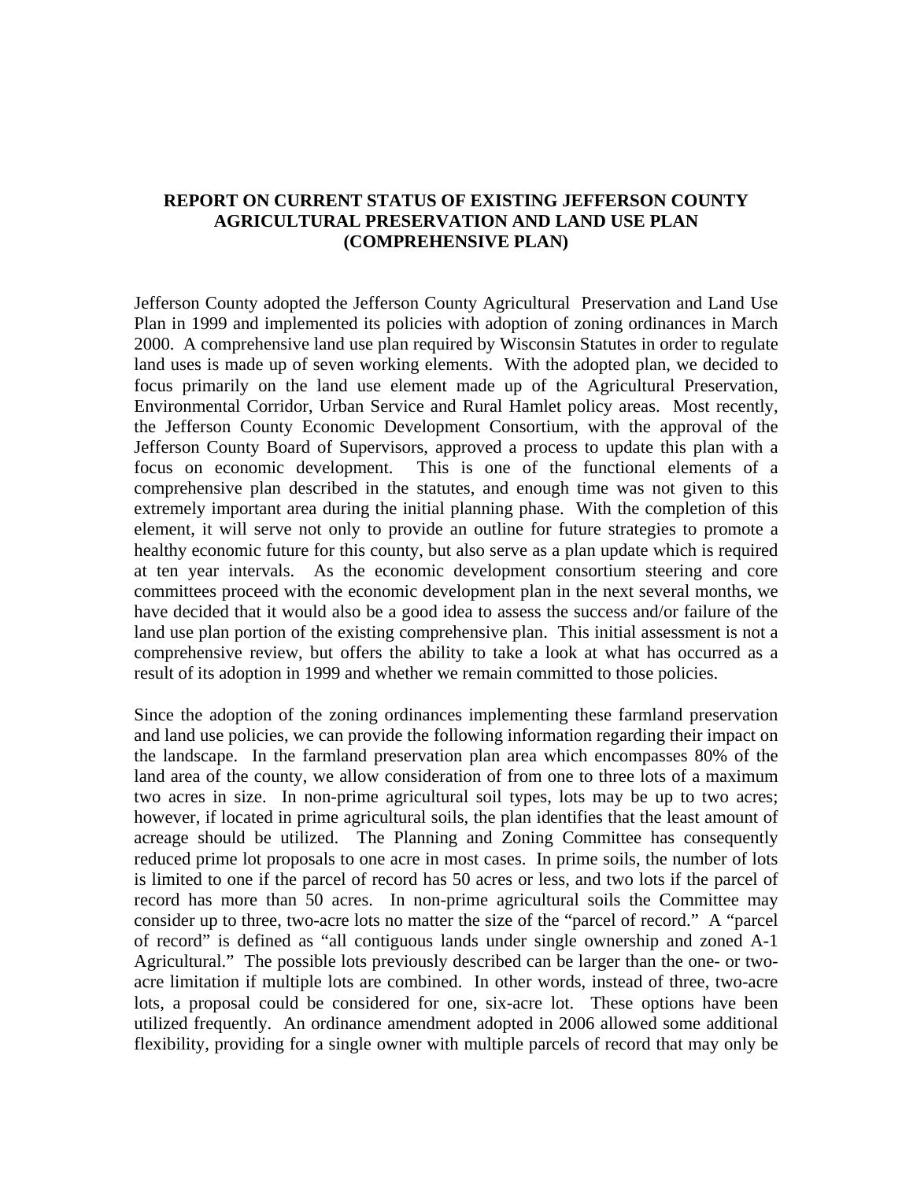**REPORT ON CURRENT STATUS OF EXISTING JEFFERSON COUNTY AGRICULTURAL PRESERVATION AND LAND USE PLAN (COMPREHENSIVE PLAN)**

Jefferson County adopted the Jefferson County Agricultural Preservation and Land Use Plan in 1999 and implemented its policies with adoption of zoning ordinances in March 2000. A comprehensive land use plan required by Wisconsin Statutes in order to regulate land uses is made up of seven working elements. With the adopted plan, we decided to focus primarily on the land use element made up of the Agricultural Preservation, Environmental Corridor, Urban Service and Rural Hamlet policy areas. Most recently, the Jefferson County Economic Development Consortium, with the approval of the Jefferson County Board of Supervisors, approved a process to update this plan with a focus on economic development. This is one of the functional elements of a comprehensive plan described in the statutes, and enough time was not given to this extremely important area during the initial planning phase. With the completion of this element, it will serve not only to provide an outline for future strategies to promote a healthy economic future for this county, but also serve as a plan update which is required at ten year intervals. As the economic development consortium steering and core committees proceed with the economic development plan in the next several months, we have decided that it would also be a good idea to assess the success and/or failure of the land use plan portion of the existing comprehensive plan. This initial assessment is not a comprehensive review, but offers the ability to take a look at what has occurred as a result of its adoption in 1999 and whether we remain committed to those policies.

Since the adoption of the zoning ordinances implementing these farmland preservation and land use policies, we can provide the following information regarding their impact on the landscape. In the farmland preservation plan area which encompasses 80% of the land area of the county, we allow consideration of from one to three lots of a maximum two acres in size. In non-prime agricultural soil types, lots may be up to two acres; however, if located in prime agricultural soils, the plan identifies that the least amount of acreage should be utilized. The Planning and Zoning Committee has consequently reduced prime lot proposals to one acre in most cases. In prime soils, the number of lots is limited to one if the parcel of record has 50 acres or less, and two lots if the parcel of record has more than 50 acres. In non-prime agricultural soils the Committee may consider up to three, two-acre lots no matter the size of the "parcel of record." A "parcel of record" is defined as "all contiguous lands under single ownership and zoned A-1 Agricultural." The possible lots previously described can be larger than the one- or two-acre limitation if multiple lots are combined. In other words, instead of three, two-acre lots, a proposal could be considered for one, six-acre lot. These options have been utilized frequently. An ordinance amendment adopted in 2006 allowed some additional flexibility, providing for a single owner with multiple parcels of record that may only be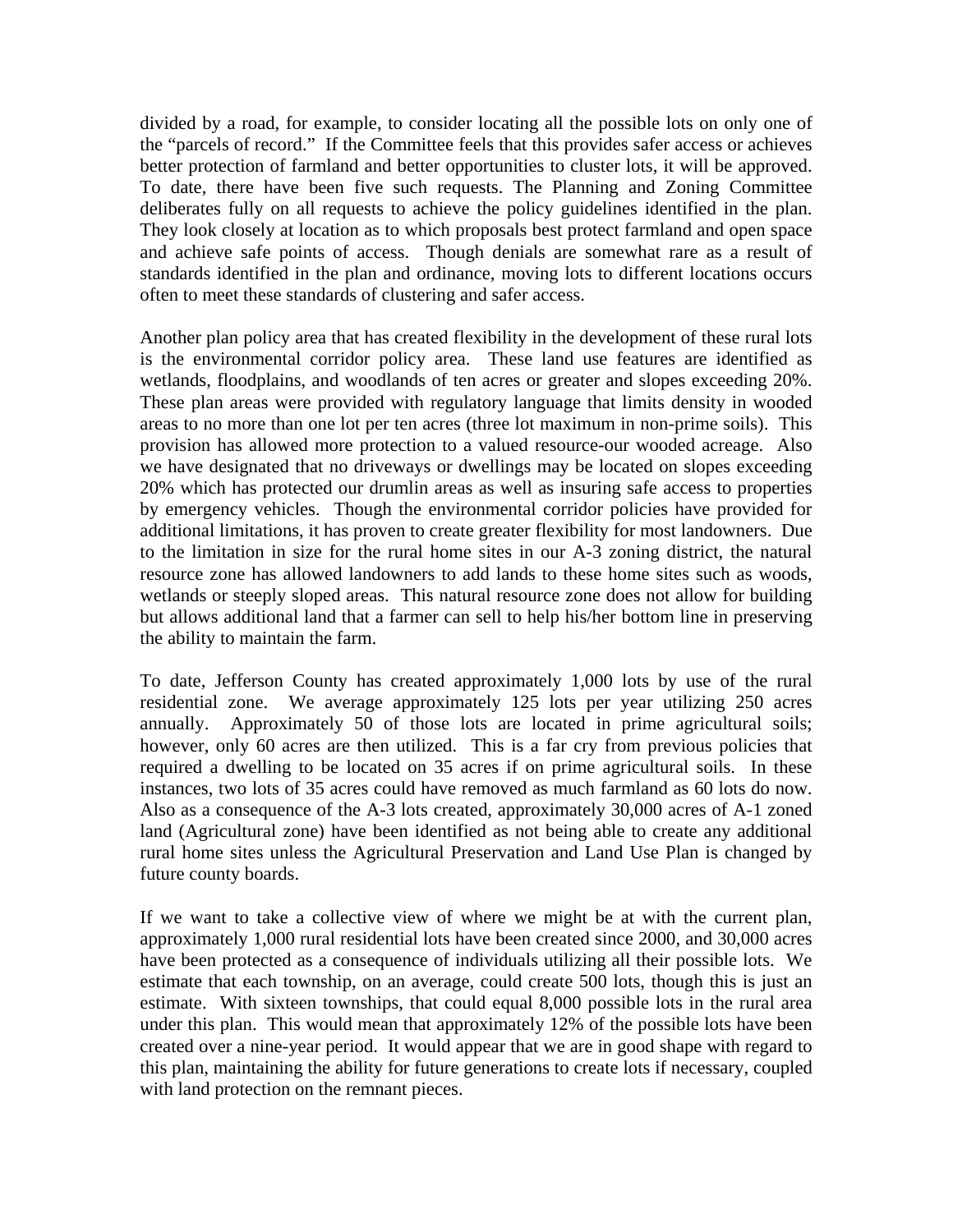divided by a road, for example, to consider locating all the possible lots on only one of the "parcels of record." If the Committee feels that this provides safer access or achieves better protection of farmland and better opportunities to cluster lots, it will be approved. To date, there have been five such requests. The Planning and Zoning Committee deliberates fully on all requests to achieve the policy guidelines identified in the plan. They look closely at location as to which proposals best protect farmland and open space and achieve safe points of access. Though denials are somewhat rare as a result of standards identified in the plan and ordinance, moving lots to different locations occurs often to meet these standards of clustering and safer access.

Another plan policy area that has created flexibility in the development of these rural lots is the environmental corridor policy area. These land use features are identified as wetlands, floodplains, and woodlands of ten acres or greater and slopes exceeding 20%. These plan areas were provided with regulatory language that limits density in wooded areas to no more than one lot per ten acres (three lot maximum in non-prime soils). This provision has allowed more protection to a valued resource-our wooded acreage. Also we have designated that no driveways or dwellings may be located on slopes exceeding 20% which has protected our drumlin areas as well as insuring safe access to properties by emergency vehicles. Though the environmental corridor policies have provided for additional limitations, it has proven to create greater flexibility for most landowners. Due to the limitation in size for the rural home sites in our A-3 zoning district, the natural resource zone has allowed landowners to add lands to these home sites such as woods, wetlands or steeply sloped areas. This natural resource zone does not allow for building but allows additional land that a farmer can sell to help his/her bottom line in preserving the ability to maintain the farm.

To date, Jefferson County has created approximately 1,000 lots by use of the rural residential zone. We average approximately 125 lots per year utilizing 250 acres annually. Approximately 50 of those lots are located in prime agricultural soils; however, only 60 acres are then utilized. This is a far cry from previous policies that required a dwelling to be located on 35 acres if on prime agricultural soils. In these instances, two lots of 35 acres could have removed as much farmland as 60 lots do now. Also as a consequence of the A-3 lots created, approximately 30,000 acres of A-1 zoned land (Agricultural zone) have been identified as not being able to create any additional rural home sites unless the Agricultural Preservation and Land Use Plan is changed by future county boards.

If we want to take a collective view of where we might be at with the current plan, approximately 1,000 rural residential lots have been created since 2000, and 30,000 acres have been protected as a consequence of individuals utilizing all their possible lots. We estimate that each township, on an average, could create 500 lots, though this is just an estimate. With sixteen townships, that could equal 8,000 possible lots in the rural area under this plan. This would mean that approximately 12% of the possible lots have been created over a nine-year period. It would appear that we are in good shape with regard to this plan, maintaining the ability for future generations to create lots if necessary, coupled with land protection on the remnant pieces.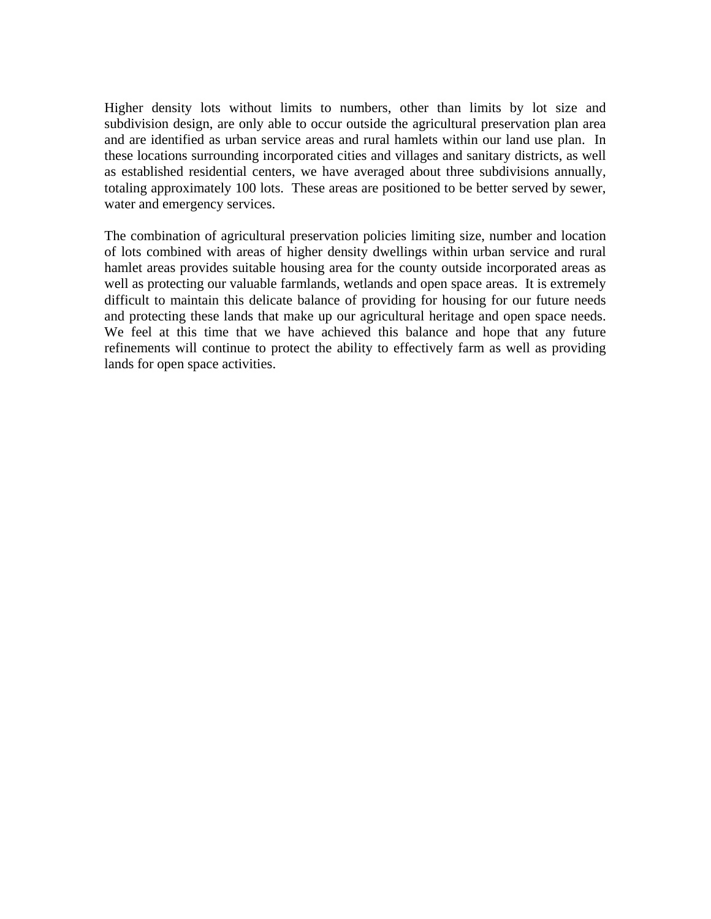Higher density lots without limits to numbers, other than limits by lot size and subdivision design, are only able to occur outside the agricultural preservation plan area and are identified as urban service areas and rural hamlets within our land use plan. In these locations surrounding incorporated cities and villages and sanitary districts, as well as established residential centers, we have averaged about three subdivisions annually, totaling approximately 100 lots. These areas are positioned to be better served by sewer, water and emergency services.

The combination of agricultural preservation policies limiting size, number and location of lots combined with areas of higher density dwellings within urban service and rural hamlet areas provides suitable housing area for the county outside incorporated areas as well as protecting our valuable farmlands, wetlands and open space areas. It is extremely difficult to maintain this delicate balance of providing for housing for our future needs and protecting these lands that make up our agricultural heritage and open space needs. We feel at this time that we have achieved this balance and hope that any future refinements will continue to protect the ability to effectively farm as well as providing lands for open space activities.